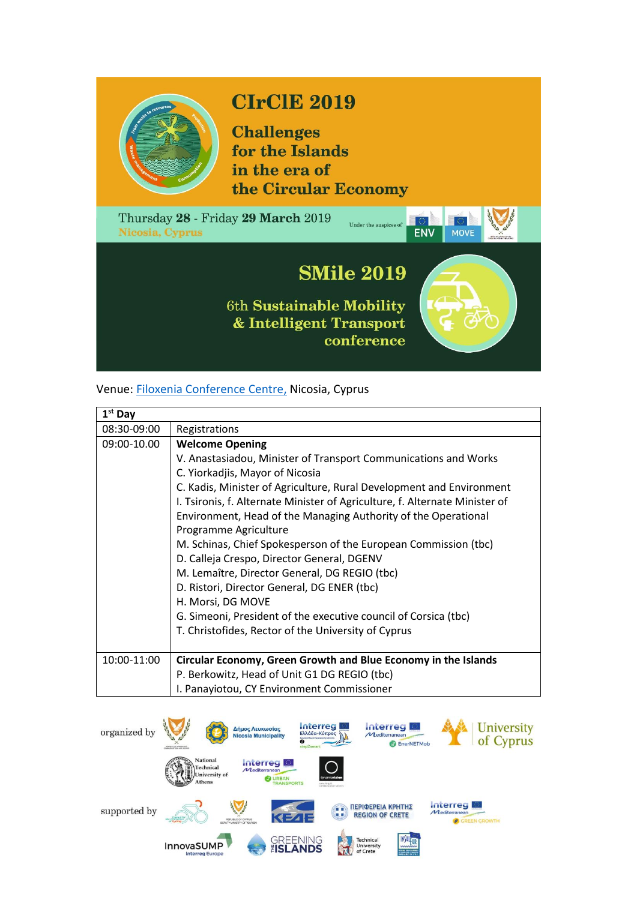# CIrClE 2019

## Challenges for the Islands in the era of the Circular Economy

Thursday **28** - Friday **29 March** 2019

Nicosia, Cyprus

Under the auspices of ENV MOVE

# SMile 2019

## 6th Sustainable Mobility & Intelligent Transport conference

Venue: Filoxenia Conference Centre, Nicosia, Cyprus

| 1st Day | |
|---|---|
| 08:30-09:00 | Registrations |
| 09:00-10.00 | **Welcome Opening**<br>V. Anastasiadou, Minister of Transport Communications and Works<br>C. Yiorkadjis, Mayor of Nicosia<br>C. Kadis, Minister of Agriculture, Rural Development and Environment<br>I. Tsironis, f. Alternate Minister of Agriculture, f. Alternate Minister of Environment, Head of the Managing Authority of the Operational Programme Agriculture<br>M. Schinas, Chief Spokesperson of the European Commission (tbc)<br>D. Calleja Crespo, Director General, DGENV<br>M. Lemaître, Director General, DG REGIO (tbc)<br>D. Ristori, Director General, DG ENER (tbc)<br>H. Morsi, DG MOVE<br>G. Simeoni, President of the executive council of Corsica (tbc)<br>T. Christofides, Rector of the University of Cyprus |
| 10:00-11:00 | **Circular Economy, Green Growth and Blue Economy in the Islands**<br>P. Berkowitz, Head of Unit G1 DG REGIO (tbc)<br>I. Panayiotou, CY Environment Commissioner |

organized by: Δήμος Λευκωσίας Nicosia Municipality; Interreg Ελλάδα-Κύπρος; Interreg Mediterranean EnerNETMob; University of Cyprus; National Technical University of Athens; Interreg Mediterranean Urban Transports; dynamicvision

supported by: Republic of Cyprus Deputy Ministry of Tourism; ΚΕΔΕ; Περιφέρεια Κρήτης Region of Crete; Interreg Mediterranean Green Growth; InnovaSUMP Interreg Europe; Greening the Islands; Technical University of Crete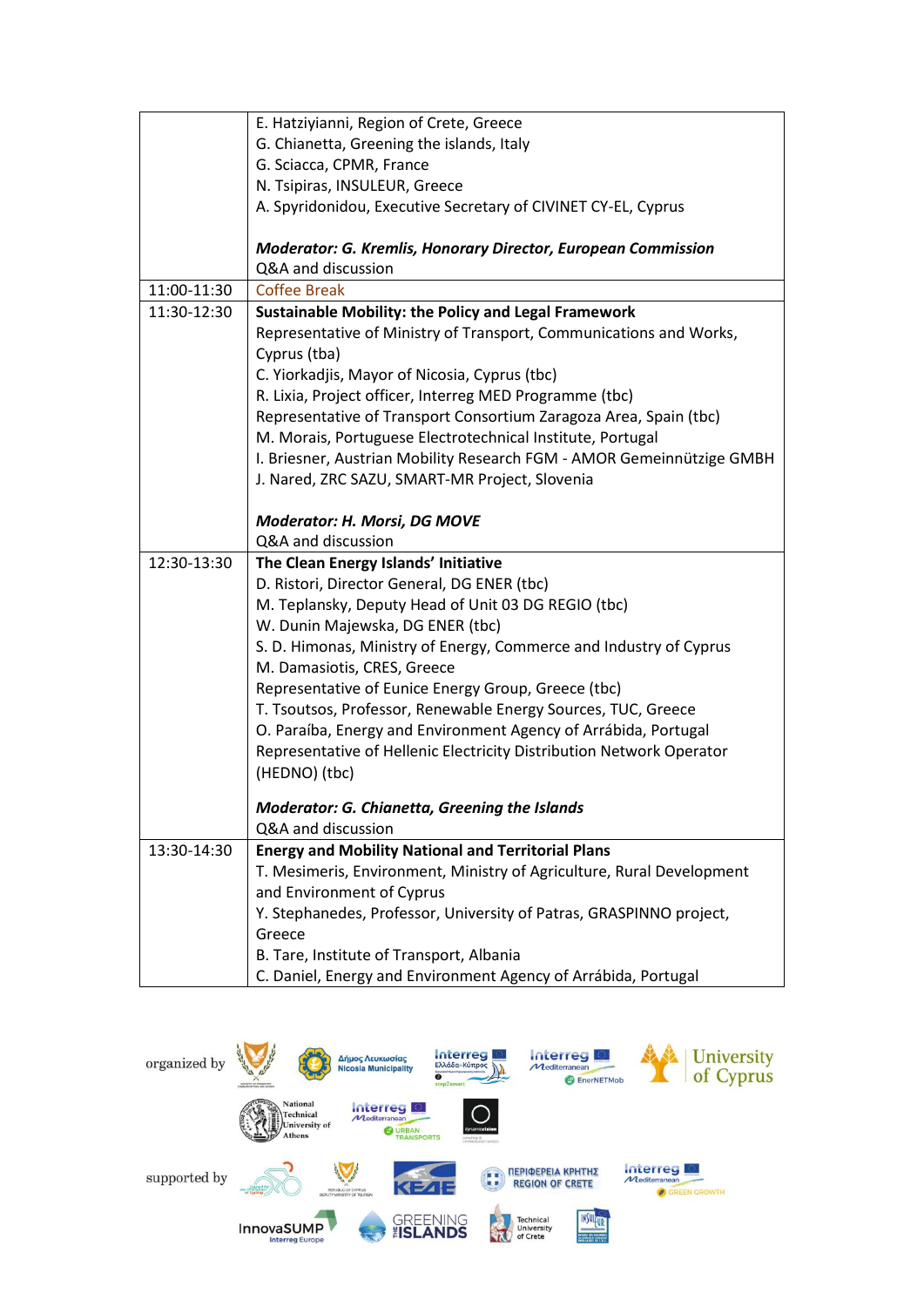| | |
|---|---|
| | E. Hatziyianni, Region of Crete, Greece<br>G. Chianetta, Greening the islands, Italy<br>G. Sciacca, CPMR, France<br>N. Tsipiras, INSULEUR, Greece<br>A. Spyridonidou, Executive Secretary of CIVINET CY-EL, Cyprus<br><br>***Moderator: G. Kremlis, Honorary Director, European Commission***<br>Q&A and discussion |
| 11:00-11:30 | Coffee Break |
| 11:30-12:30 | **Sustainable Mobility: the Policy and Legal Framework**<br>Representative of Ministry of Transport, Communications and Works, Cyprus (tba)<br>C. Yiorkadjis, Mayor of Nicosia, Cyprus (tbc)<br>R. Lixia, Project officer, Interreg MED Programme (tbc)<br>Representative of Transport Consortium Zaragoza Area, Spain (tbc)<br>M. Morais, Portuguese Electrotechnical Institute, Portugal<br>I. Briesner, Austrian Mobility Research FGM - AMOR Gemeinnützige GMBH<br>J. Nared, ZRC SAZU, SMART-MR Project, Slovenia<br><br>***Moderator: H. Morsi, DG MOVE***<br>Q&A and discussion |
| 12:30-13:30 | **The Clean Energy Islands' Initiative**<br>D. Ristori, Director General, DG ENER (tbc)<br>M. Teplansky, Deputy Head of Unit 03 DG REGIO (tbc)<br>W. Dunin Majewska, DG ENER (tbc)<br>S. D. Himonas, Ministry of Energy, Commerce and Industry of Cyprus<br>M. Damasiotis, CRES, Greece<br>Representative of Eunice Energy Group, Greece (tbc)<br>T. Tsoutsos, Professor, Renewable Energy Sources, TUC, Greece<br>O. Paraíba, Energy and Environment Agency of Arrábida, Portugal<br>Representative of Hellenic Electricity Distribution Network Operator (HEDNO) (tbc)<br><br>***Moderator: G. Chianetta, Greening the Islands***<br>Q&A and discussion |
| 13:30-14:30 | **Energy and Mobility National and Territorial Plans**<br>T. Mesimeris, Environment, Ministry of Agriculture, Rural Development and Environment of Cyprus<br>Y. Stephanedes, Professor, University of Patras, GRASPINNO project, Greece<br>B. Tare, Institute of Transport, Albania<br>C. Daniel, Energy and Environment Agency of Arrábida, Portugal |

organized by

Δήμος Λευκωσίας Nicosia Municipality — Interreg Ελλάδα-Κύπρος step2smart — Interreg Mediterranean EnerNETMob — University of Cyprus — National Technical University of Athens — Interreg Mediterranean URBAN TRANSPORTS — dynamicvision

supported by

Republic of Cyprus Deputy Ministry of Tourism — ΚΕΔΕ — ΠΕΡΙΦΕΡΕΙΑ ΚΡΗΤΗΣ REGION OF CRETE — Interreg Mediterranean GREEN GROWTH — InnovaSUMP Interreg Europe — GREENING THE ISLANDS — Technical University of Crete — INSULEUR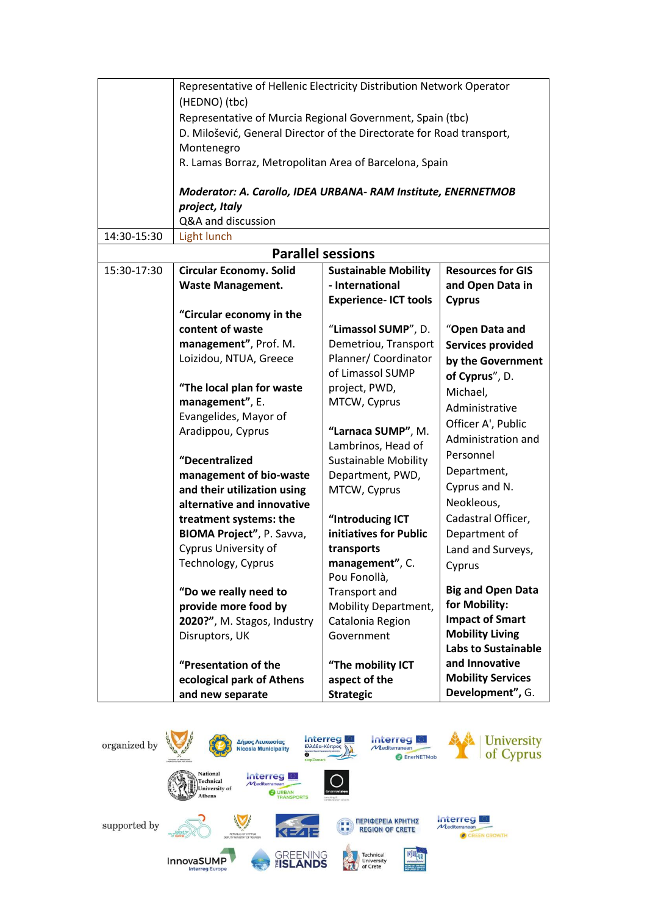| | | | |
|---|---|---|---|
| | Representative of Hellenic Electricity Distribution Network Operator (HEDNO) (tbc)<br>Representative of Murcia Regional Government, Spain (tbc)<br>D. Milošević, General Director of the Directorate for Road transport, Montenegro<br>R. Lamas Borraz, Metropolitan Area of Barcelona, Spain<br><br>***Moderator: A. Carollo, IDEA URBANA- RAM Institute, ENERNETMOB project, Italy***<br>Q&A and discussion | | |
| 14:30-15:30 | Light lunch | | |
| **Parallel sessions** | | | |
| 15:30-17:30 | **Circular Economy. Solid Waste Management.**<br><br>**"Circular economy in the content of waste management"**, Prof. M. Loizidou, NTUA, Greece<br><br>**"The local plan for waste management"**, E. Evangelides, Mayor of Aradippou, Cyprus<br><br>**"Decentralized management of bio-waste and their utilization using alternative and innovative treatment systems: the BIOMA Project"**, P. Savva, Cyprus University of Technology, Cyprus<br><br>**"Do we really need to provide more food by 2020?"**, M. Stagos, Industry Disruptors, UK<br><br>**"Presentation of the ecological park of Athens and new separate** | **Sustainable Mobility - International Experience- ICT tools**<br><br>"**Limassol SUMP**", D. Demetriou, Transport Planner/ Coordinator of Limassol SUMP project, PWD, MTCW, Cyprus<br><br>**"Larnaca SUMP"**, M. Lambrinos, Head of Sustainable Mobility Department, PWD, MTCW, Cyprus<br><br>**"Introducing ICT initiatives for Public transports management"**, C. Pou Fonollà, Transport and Mobility Department, Catalonia Region Government<br><br>**"The mobility ICT aspect of the Strategic** | **Resources for GIS and Open Data in Cyprus**<br><br>"**Open Data and Services provided by the Government of Cyprus**", D. Michael, Administrative Officer A', Public Administration and Personnel Department, Cyprus and N. Neokleous, Cadastral Officer, Department of Land and Surveys, Cyprus<br><br>**Big and Open Data for Mobility: Impact of Smart Mobility Living Labs to Sustainable and Innovative Mobility Services Development"**, G. |

organized by

supported by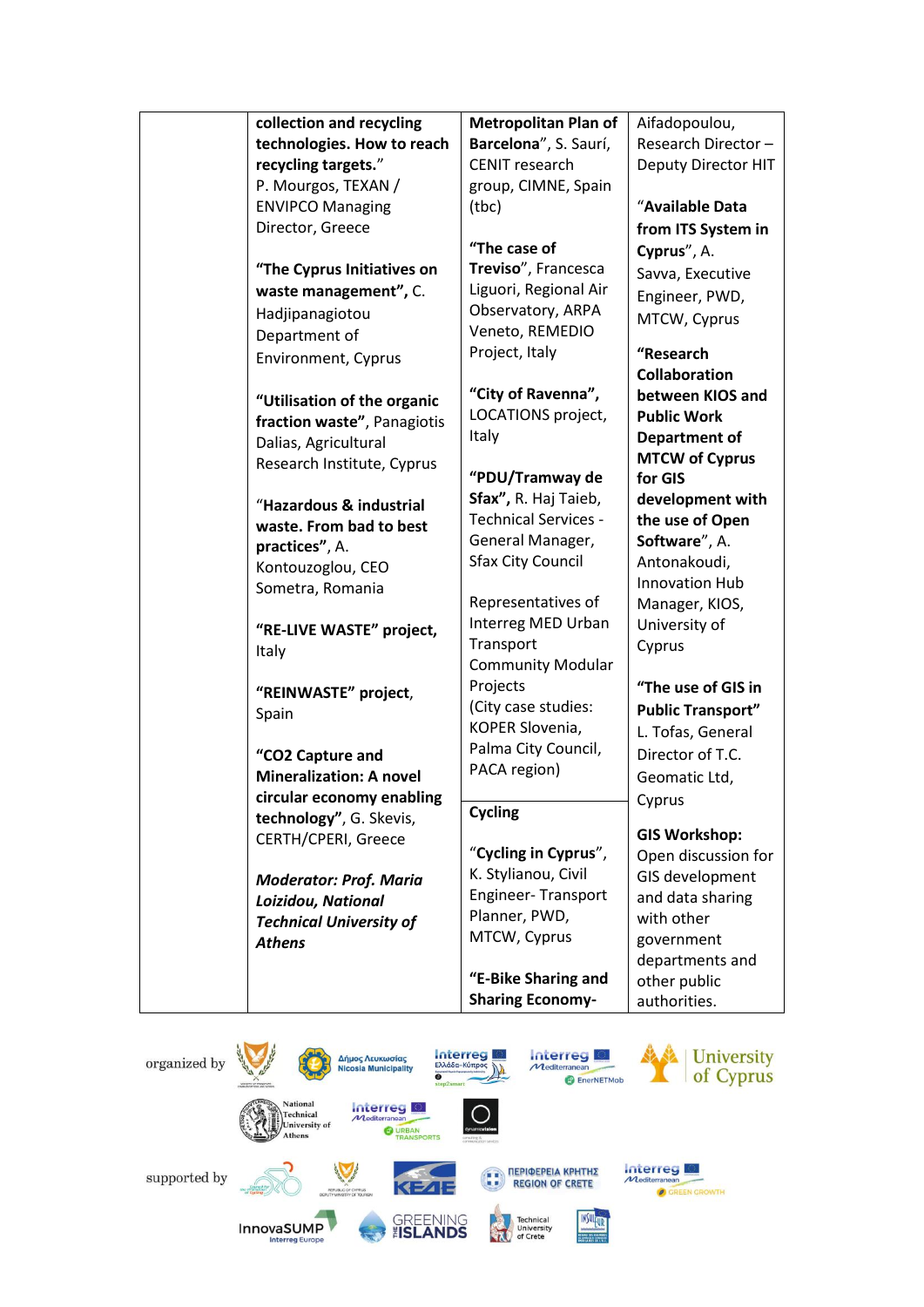| | | | |
|---|---|---|---|
| | **collection and recycling technologies. How to reach recycling targets.**" P. Mourgos, TEXAN / ENVIPCO Managing Director, Greece<br><br>**"The Cyprus Initiatives on waste management",** C. Hadjipanagiotou Department of Environment, Cyprus<br><br>**"Utilisation of the organic fraction waste"**, Panagiotis Dalias, Agricultural Research Institute, Cyprus<br><br>"**Hazardous & industrial waste. From bad to best practices"**, A. Kontouzoglou, CEO Sometra, Romania<br><br>**"RE-LIVE WASTE" project,** Italy<br><br>**"REINWASTE" project**, Spain<br><br>**"CO2 Capture and Mineralization: A novel circular economy enabling technology"**, G. Skevis, CERTH/CPERI, Greece<br><br>***Moderator: Prof. Maria Loizidou, National Technical University of Athens*** | **Metropolitan Plan of Barcelona**", S. Saurí, CENIT research group, CIMNE, Spain (tbc)<br><br>**"The case of Treviso**", Francesca Liguori, Regional Air Observatory, ARPA Veneto, REMEDIO Project, Italy<br><br>**"City of Ravenna",** LOCATIONS project, Italy<br><br>**"PDU/Tramway de Sfax",** R. Haj Taieb, Technical Services - General Manager, Sfax City Council<br><br>Representatives of Interreg MED Urban Transport Community Modular Projects (City case studies: KOPER Slovenia, Palma City Council, PACA region)<br><br>**Cycling**<br><br>"**Cycling in Cyprus**", K. Stylianou, Civil Engineer- Transport Planner, PWD, MTCW, Cyprus<br><br>**"E-Bike Sharing and Sharing Economy-** | Aifadopoulou, Research Director – Deputy Director HIT<br><br>"**Available Data from ITS System in Cyprus**", A. Savva, Executive Engineer, PWD, MTCW, Cyprus<br><br>**"Research Collaboration between KIOS and Public Work Department of MTCW of Cyprus for GIS development with the use of Open Software**", A. Antonakoudi, Innovation Hub Manager, KIOS, University of Cyprus<br><br>**"The use of GIS in Public Transport"** L. Tofas, General Director of T.C. Geomatic Ltd, Cyprus<br><br>**GIS Workshop:** Open discussion for GIS development and data sharing with other government departments and other public authorities. |

organized by

supported by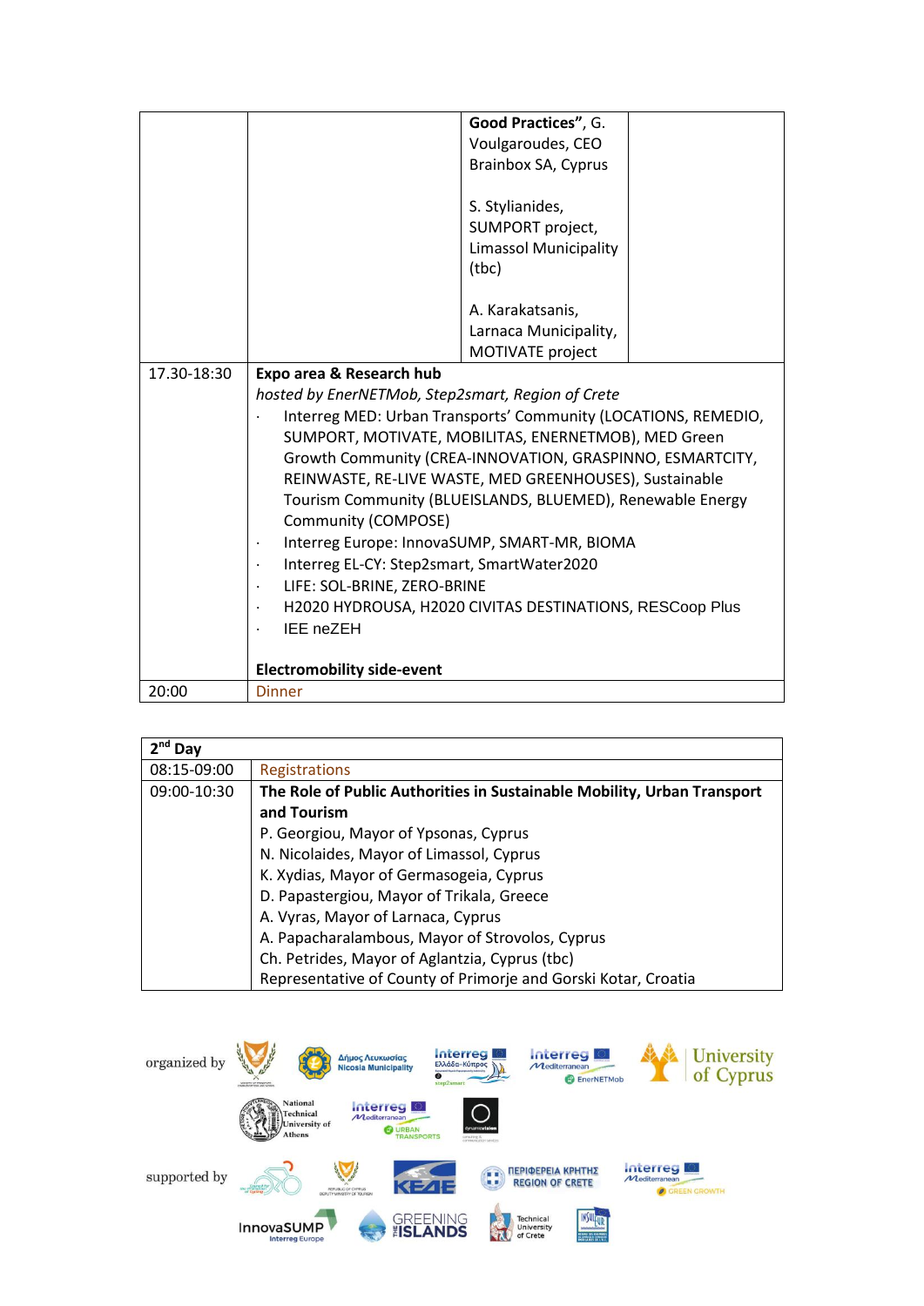| | | | |
|---|---|---|---|
| | | **Good Practices"**, G. Voulgaroudes, CEO Brainbox SA, Cyprus<br><br>S. Stylianides, SUMPORT project, Limassol Municipality (tbc)<br><br>A. Karakatsanis, Larnaca Municipality, MOTIVATE project | |
| 17.30-18:30 | **Expo area & Research hub**<br>*hosted by EnerNETMob, Step2smart, Region of Crete*<br>· Interreg MED: Urban Transports' Community (LOCATIONS, REMEDIO, SUMPORT, MOTIVATE, MOBILITAS, ENERNETMOB), MED Green Growth Community (CREA-INNOVATION, GRASPINNO, ESMARTCITY, REINWASTE, RE-LIVE WASTE, MED GREENHOUSES), Sustainable Tourism Community (BLUEISLANDS, BLUEMED), Renewable Energy Community (COMPOSE)<br>· Interreg Europe: InnovaSUMP, SMART-MR, BIOMA<br>· Interreg EL-CY: Step2smart, SmartWater2020<br>· LIFE: SOL-BRINE, ZERO-BRINE<br>· H2020 HYDROUSA, H2020 CIVITAS DESTINATIONS, RESCoop Plus<br>· IEE neZEH<br><br>**Electromobility side-event** | | |
| 20:00 | Dinner | | |

| **2nd Day** | |
|---|---|
| 08:15-09:00 | Registrations |
| 09:00-10:30 | **The Role of Public Authorities in Sustainable Mobility, Urban Transport and Tourism**<br>P. Georgiou, Mayor of Ypsonas, Cyprus<br>N. Nicolaides, Mayor of Limassol, Cyprus<br>K. Xydias, Mayor of Germasogeia, Cyprus<br>D. Papastergiou, Mayor of Trikala, Greece<br>A. Vyras, Mayor of Larnaca, Cyprus<br>A. Papacharalambous, Mayor of Strovolos, Cyprus<br>Ch. Petrides, Mayor of Aglantzia, Cyprus (tbc)<br>Representative of County of Primorje and Gorski Kotar, Croatia |

organized by

supported by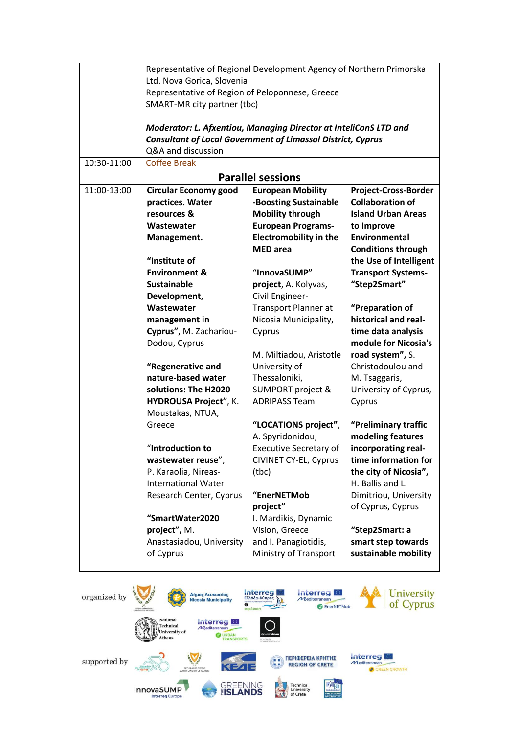| | | | |
|---|---|---|---|
| | Representative of Regional Development Agency of Northern Primorska Ltd. Nova Gorica, Slovenia<br>Representative of Region of Peloponnese, Greece<br>SMART-MR city partner (tbc)<br><br>***Moderator: L. Afxentiou, Managing Director at InteliConS LTD and Consultant of Local Government of Limassol District, Cyprus***<br>Q&A and discussion | | |
| 10:30-11:00 | Coffee Break | | |
| **Parallel sessions** | | | |
| 11:00-13:00 | **Circular Economy good practices. Water resources & Wastewater Management.**<br><br>**"Institute of Environment & Sustainable Development, Wastewater management in Cyprus"**, M. Zachariou-Dodou, Cyprus<br><br>**"Regenerative and nature-based water solutions: The H2020 HYDROUSA Project"**, K. Moustakas, NTUA, Greece<br><br>"**Introduction to wastewater reuse**", P. Karaolia, Nireas-International Water Research Center, Cyprus<br><br>**"SmartWater2020 project",** M. Anastasiadou, University of Cyprus | **European Mobility -Boosting Sustainable Mobility through European Programs- Electromobility in the MED area**<br><br>"**InnovaSUMP" project**, A. Kolyvas, Civil Engineer-Transport Planner at Nicosia Municipality, Cyprus<br><br>M. Miltiadou, Aristotle University of Thessaloniki, SUMPORT project & ADRIPASS Team<br><br>**"LOCATIONS project"**, A. Spyridonidou, Executive Secretary of CIVINET CY-EL, Cyprus (tbc)<br><br>**"EnerNETMob project"**<br>I. Mardikis, Dynamic Vision, Greece and I. Panagiotidis, Ministry of Transport | **Project-Cross-Border Collaboration of Island Urban Areas to Improve Environmental Conditions through the Use of Intelligent Transport Systems- "Step2Smart"**<br><br>**"Preparation of historical and real-time data analysis module for Nicosia's road system"**, S. Christodoulou and M. Tsaggaris, University of Cyprus, Cyprus<br><br>**"Preliminary traffic modeling features incorporating real-time information for the city of Nicosia"**, H. Ballis and L. Dimitriou, University of Cyprus, Cyprus<br><br>**"Step2Smart: a smart step towards sustainable mobility** |

organized by

supported by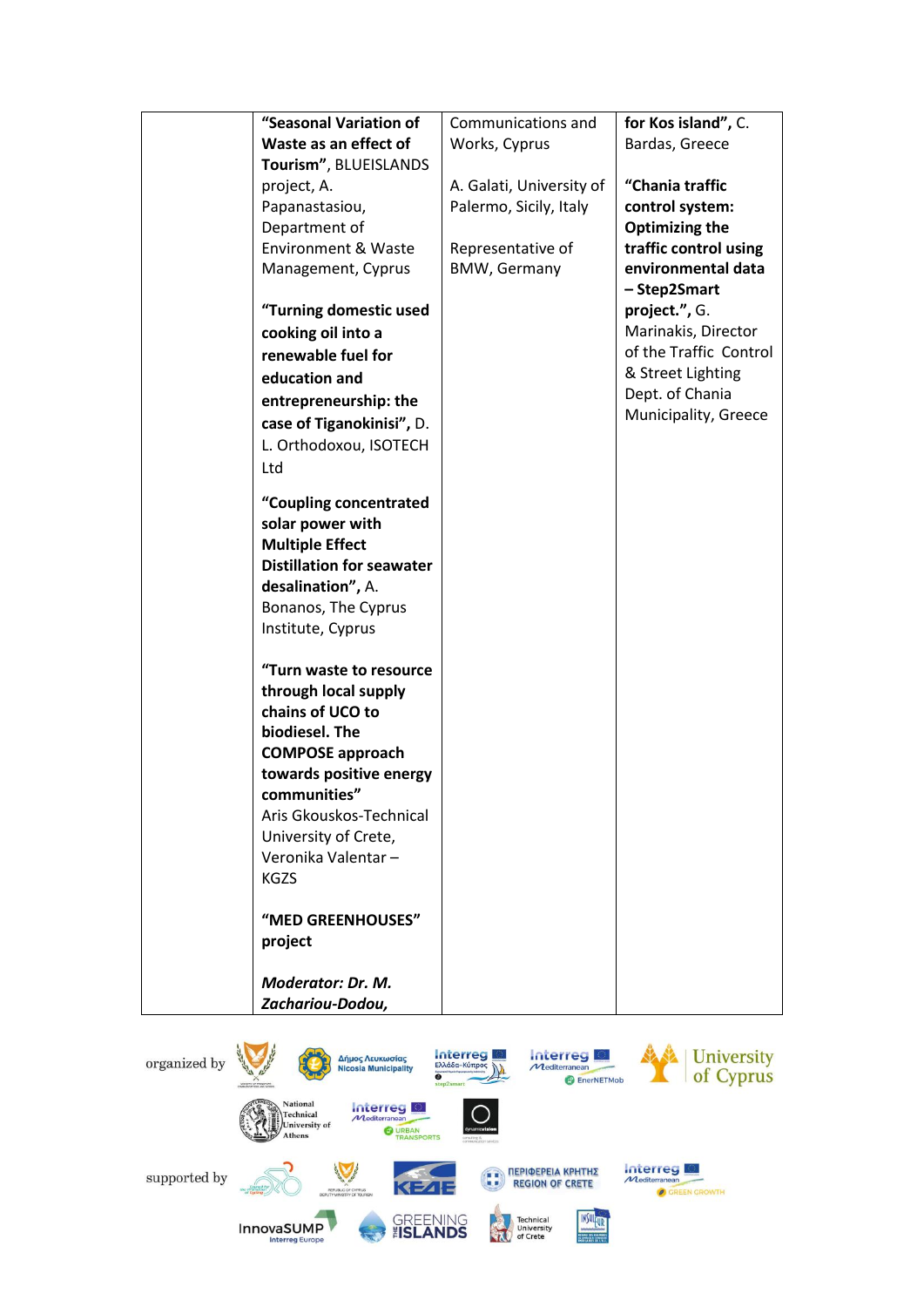|  | **"Seasonal Variation of Waste as an effect of Tourism"**, BLUEISLANDS project, A. Papanastasiou, Department of Environment & Waste Management, Cyprus<br><br>**"Turning domestic used cooking oil into a renewable fuel for education and entrepreneurship: the case of Tiganokinisi",** D. L. Orthodoxou, ISOTECH Ltd<br><br>**"Coupling concentrated solar power with Multiple Effect Distillation for seawater desalination",** A. Bonanos, The Cyprus Institute, Cyprus<br><br>**"Turn waste to resource through local supply chains of UCO to biodiesel. The COMPOSE approach towards positive energy communities"** Aris Gkouskos-Technical University of Crete, Veronika Valentar – KGZS<br><br>**"MED GREENHOUSES" project**<br><br>***Moderator: Dr. M. Zachariou-Dodou,*** | Communications and Works, Cyprus<br><br>A. Galati, University of Palermo, Sicily, Italy<br><br>Representative of BMW, Germany | **for Kos island"**, C. Bardas, Greece<br><br>**"Chania traffic control system: Optimizing the traffic control using environmental data – Step2Smart project."**, G. Marinakis, Director of the Traffic Control & Street Lighting Dept. of Chania Municipality, Greece |
|---|---|---|---|

organized by

Δήμος Λευκωσίας Nicosia Municipality

Interreg Ελλάδα-Κύπρος step2smart

Interreg Mediterranean EnerNETMob

University of Cyprus

National Technical University of Athens

Interreg Mediterranean URBAN TRANSPORTS

dynamicvision

supported by

REPUBLIC OF CYPRUS DEPUTY MINISTRY OF TOURISM

ΚΕΔΕ

ΠΕΡΙΦΕΡΕΙΑ ΚΡΗΤΗΣ REGION OF CRETE

Interreg Mediterranean GREEN GROWTH

InnovaSUMP Interreg Europe

GREENING THE ISLANDS

Technical University of Crete

INSULEUR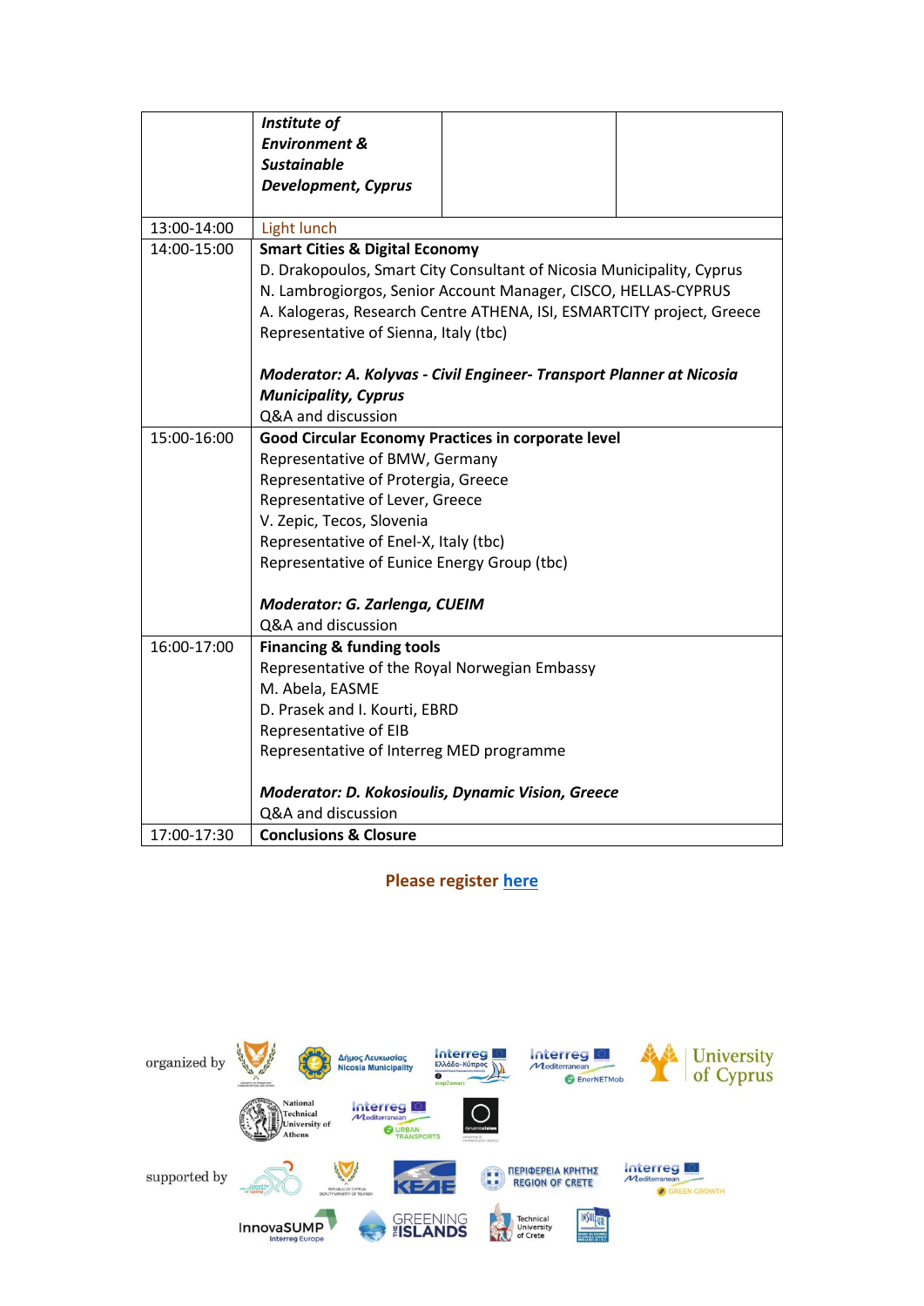| | | | |
|---|---|---|---|
| | ***Institute of Environment & Sustainable Development, Cyprus*** | | |
| 13:00-14:00 | Light lunch | | |
| 14:00-15:00 | **Smart Cities & Digital Economy**<br>D. Drakopoulos, Smart City Consultant of Nicosia Municipality, Cyprus<br>N. Lambrogiorgos, Senior Account Manager, CISCO, HELLAS-CYPRUS<br>A. Kalogeras, Research Centre ATHENA, ISI, ESMARTCITY project, Greece<br>Representative of Sienna, Italy (tbc)<br><br>***Moderator: A. Kolyvas - Civil Engineer- Transport Planner at Nicosia Municipality, Cyprus***<br>Q&A and discussion | | |
| 15:00-16:00 | **Good Circular Economy Practices in corporate level**<br>Representative of BMW, Germany<br>Representative of Protergia, Greece<br>Representative of Lever, Greece<br>V. Zepic, Tecos, Slovenia<br>Representative of Enel-X, Italy (tbc)<br>Representative of Eunice Energy Group (tbc)<br><br>***Moderator: G. Zarlenga, CUEIM***<br>Q&A and discussion | | |
| 16:00-17:00 | **Financing & funding tools**<br>Representative of the Royal Norwegian Embassy<br>M. Abela, EASME<br>D. Prasek and I. Kourti, EBRD<br>Representative of EIB<br>Representative of Interreg MED programme<br><br>***Moderator: D. Kokosioulis, Dynamic Vision, Greece***<br>Q&A and discussion | | |
| 17:00-17:30 | **Conclusions & Closure** | | |

**Please register here**

organized by

Δήμος Λευκωσίας Nicosia Municipality

Interreg Ελλάδα-Κύπρος

Interreg Mediterranean EnerNETMob

University of Cyprus

National Technical University of Athens

Interreg Mediterranean URBAN TRANSPORTS

supported by

ΚΕΔΕ

ΠΕΡΙΦΕΡΕΙΑ ΚΡΗΤΗΣ REGION OF CRETE

Interreg Mediterranean GREEN GROWTH

InnovaSUMP Interreg Europe

GREENING THE ISLANDS

Technical University of Crete